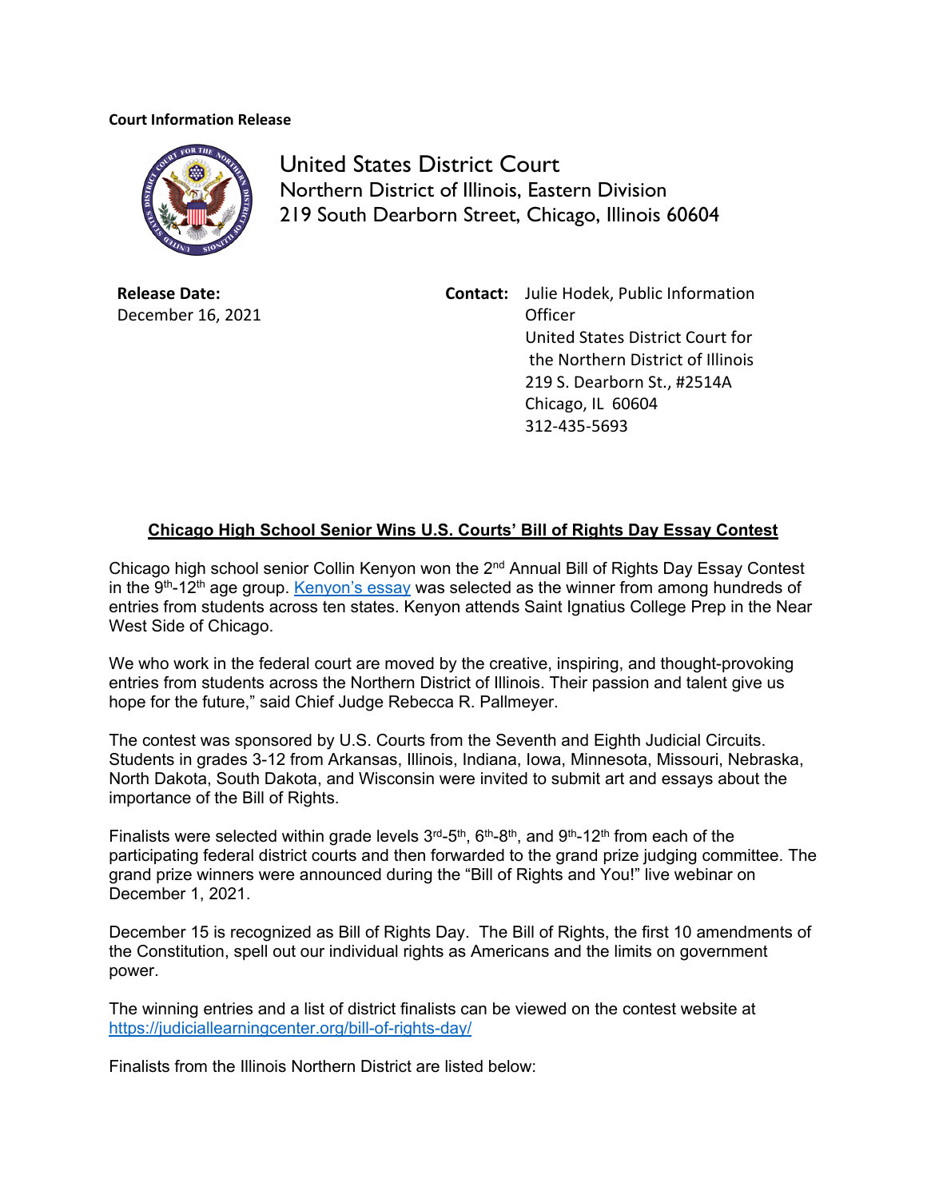**Court Information Release**

United States District Court
Northern District of Illinois, Eastern Division
219 South Dearborn Street, Chicago, Illinois 60604

**Release Date:**
December 16, 2021

**Contact:** Julie Hodek, Public Information Officer
United States District Court for the Northern District of Illinois
219 S. Dearborn St., #2514A
Chicago, IL 60604
312-435-5693

## Chicago High School Senior Wins U.S. Courts' Bill of Rights Day Essay Contest

Chicago high school senior Collin Kenyon won the 2nd Annual Bill of Rights Day Essay Contest in the 9th-12th age group. Kenyon's essay was selected as the winner from among hundreds of entries from students across ten states. Kenyon attends Saint Ignatius College Prep in the Near West Side of Chicago.

We who work in the federal court are moved by the creative, inspiring, and thought-provoking entries from students across the Northern District of Illinois. Their passion and talent give us hope for the future," said Chief Judge Rebecca R. Pallmeyer.

The contest was sponsored by U.S. Courts from the Seventh and Eighth Judicial Circuits. Students in grades 3-12 from Arkansas, Illinois, Indiana, Iowa, Minnesota, Missouri, Nebraska, North Dakota, South Dakota, and Wisconsin were invited to submit art and essays about the importance of the Bill of Rights.

Finalists were selected within grade levels 3rd-5th, 6th-8th, and 9th-12th from each of the participating federal district courts and then forwarded to the grand prize judging committee. The grand prize winners were announced during the "Bill of Rights and You!" live webinar on December 1, 2021.

December 15 is recognized as Bill of Rights Day. The Bill of Rights, the first 10 amendments of the Constitution, spell out our individual rights as Americans and the limits on government power.

The winning entries and a list of district finalists can be viewed on the contest website at https://judiciallearningcenter.org/bill-of-rights-day/

Finalists from the Illinois Northern District are listed below: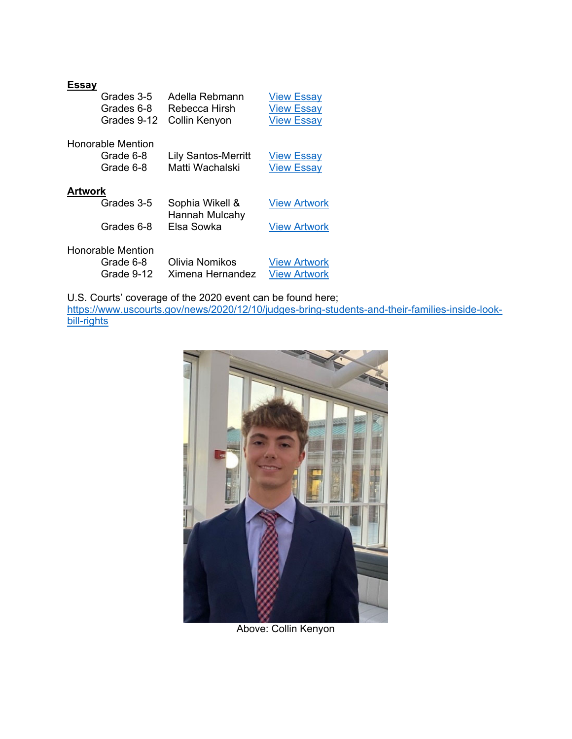**Essay**

| | | |
|---|---|---|
| Grades 3-5 | Adella Rebmann | View Essay |
| Grades 6-8 | Rebecca Hirsh | View Essay |
| Grades 9-12 | Collin Kenyon | View Essay |

Honorable Mention

| | | |
|---|---|---|
| Grade 6-8 | Lily Santos-Merritt | View Essay |
| Grade 6-8 | Matti Wachalski | View Essay |

**Artwork**

| | | |
|---|---|---|
| Grades 3-5 | Sophia Wikell & Hannah Mulcahy | View Artwork |
| Grades 6-8 | Elsa Sowka | View Artwork |

Honorable Mention

| | | |
|---|---|---|
| Grade 6-8 | Olivia Nomikos | View Artwork |
| Grade 9-12 | Ximena Hernandez | View Artwork |

U.S. Courts' coverage of the 2020 event can be found here; https://www.uscourts.gov/news/2020/12/10/judges-bring-students-and-their-families-inside-look-bill-rights

Above: Collin Kenyon